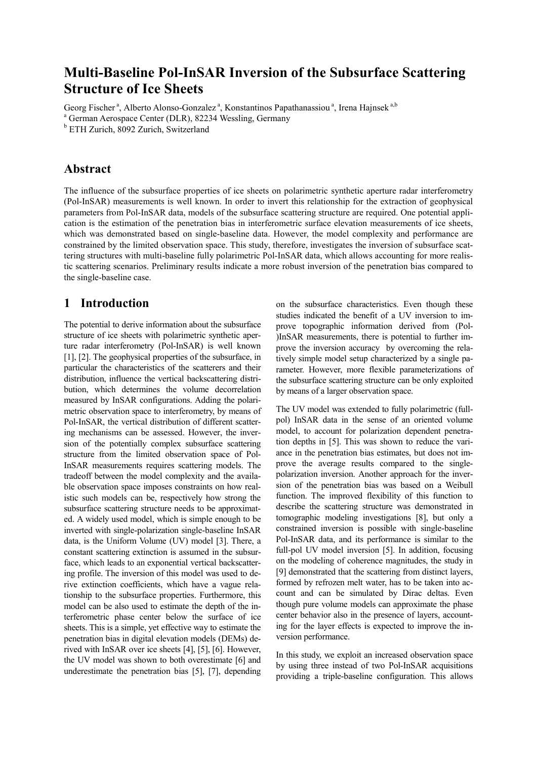# Multi-Baseline Pol-InSAR Inversion of the Subsurface Scattering Structure of Ice Sheets

Georg Fischer [a], Alberto Alonso-Gonzalez [a], Konstantinos Papathanassiou [a], Irena Hajnsek [a,b]

[a] German Aerospace Center (DLR), 82234 Wessling, Germany

[b] ETH Zurich, 8092 Zurich, Switzerland

## Abstract

The influence of the subsurface properties of ice sheets on polarimetric synthetic aperture radar interferometry (Pol-InSAR) measurements is well known. In order to invert this relationship for the extraction of geophysical parameters from Pol-InSAR data, models of the subsurface scattering structure are required. One potential application is the estimation of the penetration bias in interferometric surface elevation measurements of ice sheets, which was demonstrated based on single-baseline data. However, the model complexity and performance are constrained by the limited observation space. This study, therefore, investigates the inversion of subsurface scattering structures with multi-baseline fully polarimetric Pol-InSAR data, which allows accounting for more realistic scattering scenarios. Preliminary results indicate a more robust inversion of the penetration bias compared to the single-baseline case.

## 1 Introduction

The potential to derive information about the subsurface structure of ice sheets with polarimetric synthetic aperture radar interferometry (Pol-InSAR) is well known [1], [2]. The geophysical properties of the subsurface, in particular the characteristics of the scatterers and their distribution, influence the vertical backscattering distribution, which determines the volume decorrelation measured by InSAR configurations. Adding the polarimetric observation space to interferometry, by means of Pol-InSAR, the vertical distribution of different scattering mechanisms can be assessed. However, the inversion of the potentially complex subsurface scattering structure from the limited observation space of Pol-InSAR measurements requires scattering models. The tradeoff between the model complexity and the available observation space imposes constraints on how realistic such models can be, respectively how strong the subsurface scattering structure needs to be approximated. A widely used model, which is simple enough to be inverted with single-polarization single-baseline InSAR data, is the Uniform Volume (UV) model [3]. There, a constant scattering extinction is assumed in the subsurface, which leads to an exponential vertical backscattering profile. The inversion of this model was used to derive extinction coefficients, which have a vague relationship to the subsurface properties. Furthermore, this model can be also used to estimate the depth of the interferometric phase center below the surface of ice sheets. This is a simple, yet effective way to estimate the penetration bias in digital elevation models (DEMs) derived with InSAR over ice sheets [4], [5], [6]. However, the UV model was shown to both overestimate [6] and underestimate the penetration bias [5], [7], depending on the subsurface characteristics. Even though these studies indicated the benefit of a UV inversion to improve topographic information derived from (Pol-)InSAR measurements, there is potential to further improve the inversion accuracy by overcoming the relatively simple model setup characterized by a single parameter. However, more flexible parameterizations of the subsurface scattering structure can be only exploited by means of a larger observation space.

The UV model was extended to fully polarimetric (full-pol) InSAR data in the sense of an oriented volume model, to account for polarization dependent penetration depths in [5]. This was shown to reduce the variance in the penetration bias estimates, but does not improve the average results compared to the single-polarization inversion. Another approach for the inversion of the penetration bias was based on a Weibull function. The improved flexibility of this function to describe the scattering structure was demonstrated in tomographic modeling investigations [8], but only a constrained inversion is possible with single-baseline Pol-InSAR data, and its performance is similar to the full-pol UV model inversion [5]. In addition, focusing on the modeling of coherence magnitudes, the study in [9] demonstrated that the scattering from distinct layers, formed by refrozen melt water, has to be taken into account and can be simulated by Dirac deltas. Even though pure volume models can approximate the phase center behavior also in the presence of layers, accounting for the layer effects is expected to improve the inversion performance.

In this study, we exploit an increased observation space by using three instead of two Pol-InSAR acquisitions providing a triple-baseline configuration. This allows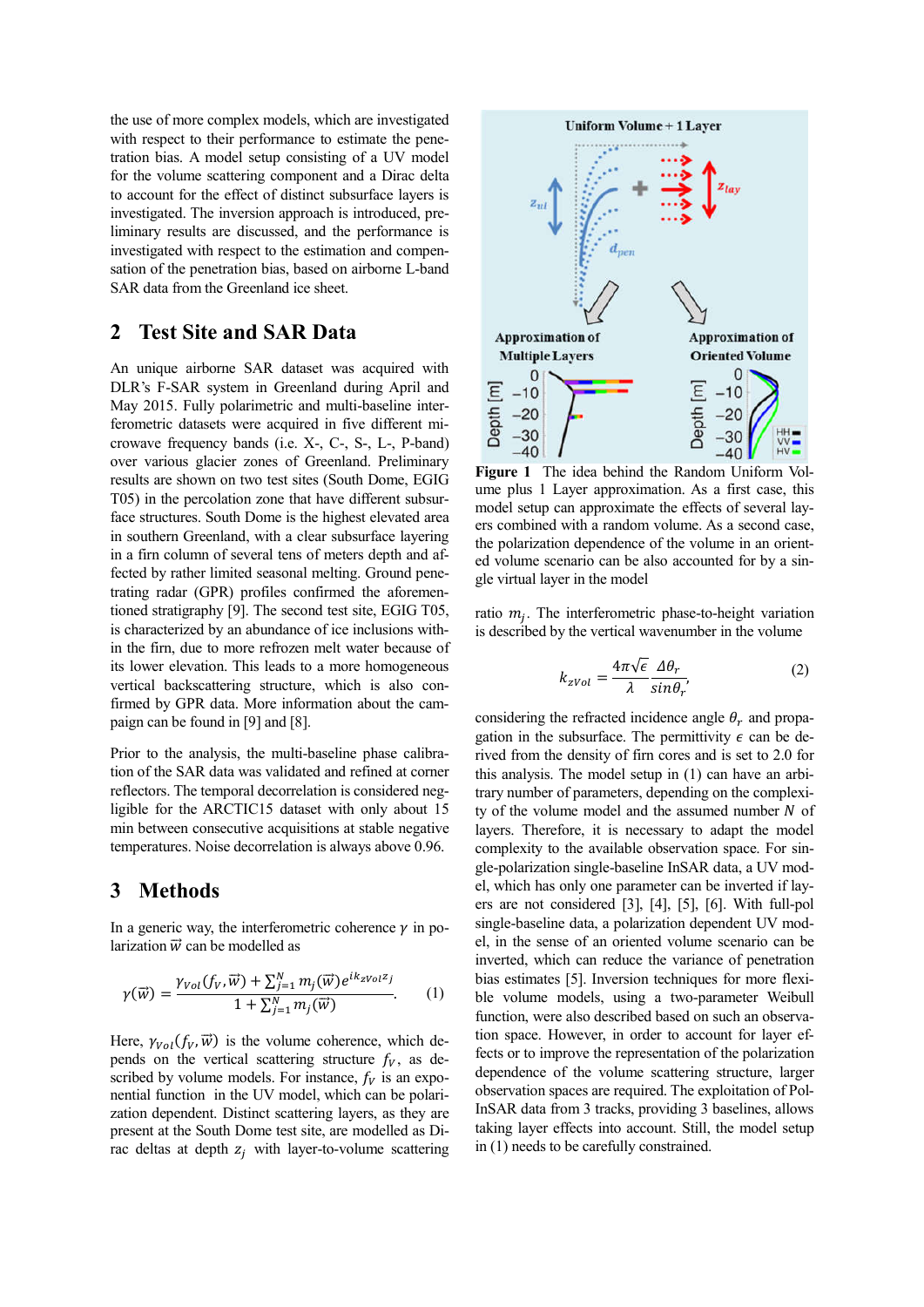the use of more complex models, which are investigated with respect to their performance to estimate the penetration bias. A model setup consisting of a UV model for the volume scattering component and a Dirac delta to account for the effect of distinct subsurface layers is investigated. The inversion approach is introduced, preliminary results are discussed, and the performance is investigated with respect to the estimation and compensation of the penetration bias, based on airborne L-band SAR data from the Greenland ice sheet.

## 2 Test Site and SAR Data

An unique airborne SAR dataset was acquired with DLR's F-SAR system in Greenland during April and May 2015. Fully polarimetric and multi-baseline interferometric datasets were acquired in five different microwave frequency bands (i.e. X-, C-, S-, L-, P-band) over various glacier zones of Greenland. Preliminary results are shown on two test sites (South Dome, EGIG T05) in the percolation zone that have different subsurface structures. South Dome is the highest elevated area in southern Greenland, with a clear subsurface layering in a firn column of several tens of meters depth and affected by rather limited seasonal melting. Ground penetrating radar (GPR) profiles confirmed the aforementioned stratigraphy [9]. The second test site, EGIG T05, is characterized by an abundance of ice inclusions within the firn, due to more refrozen melt water because of its lower elevation. This leads to a more homogeneous vertical backscattering structure, which is also confirmed by GPR data. More information about the campaign can be found in [9] and [8].

Prior to the analysis, the multi-baseline phase calibration of the SAR data was validated and refined at corner reflectors. The temporal decorrelation is considered negligible for the ARCTIC15 dataset with only about 15 min between consecutive acquisitions at stable negative temperatures. Noise decorrelation is always above 0.96.

## 3 Methods

In a generic way, the interferometric coherence $\gamma$ in polarization $\vec{w}$ can be modelled as

$$\gamma(\vec{w}) = \frac{\gamma_{Vol}(f_V, \vec{w}) + \sum_{j=1}^{N} m_j(\vec{w}) e^{i k_{zVol} z_j}}{1 + \sum_{j=1}^{N} m_j(\vec{w})}. \qquad (1)$$

Here, $\gamma_{Vol}(f_V, \vec{w})$ is the volume coherence, which depends on the vertical scattering structure $f_V$, as described by volume models. For instance, $f_V$ is an exponential function in the UV model, which can be polarization dependent. Distinct scattering layers, as they are present at the South Dome test site, are modelled as Dirac deltas at depth $z_j$ with layer-to-volume scattering ratio $m_j$. The interferometric phase-to-height variation is described by the vertical wavenumber in the volume

$$k_{zVol} = \frac{4\pi\sqrt{\epsilon}}{\lambda} \frac{\Delta\theta_r}{\sin\theta_r}, \qquad (2)$$

considering the refracted incidence angle $\theta_r$ and propagation in the subsurface. The permittivity $\epsilon$ can be derived from the density of firn cores and is set to 2.0 for this analysis. The model setup in (1) can have an arbitrary number of parameters, depending on the complexity of the volume model and the assumed number $N$ of layers. Therefore, it is necessary to adapt the model complexity to the available observation space. For single-polarization single-baseline InSAR data, a UV model, which has only one parameter can be inverted if layers are not considered [3], [4], [5], [6]. With full-pol single-baseline data, a polarization dependent UV model, in the sense of an oriented volume scenario can be inverted, which can reduce the variance of penetration bias estimates [5]. Inversion techniques for more flexible volume models, using a two-parameter Weibull function, were also described based on such an observation space. However, in order to account for layer effects or to improve the representation of the polarization dependence of the volume scattering structure, larger observation spaces are required. The exploitation of Pol-InSAR data from 3 tracks, providing 3 baselines, allows taking layer effects into account. Still, the model setup in (1) needs to be carefully constrained.

**Figure 1** The idea behind the Random Uniform Volume plus 1 Layer approximation. As a first case, this model setup can approximate the effects of several layers combined with a random volume. As a second case, the polarization dependence of the volume in an oriented volume scenario can be also accounted for by a single virtual layer in the model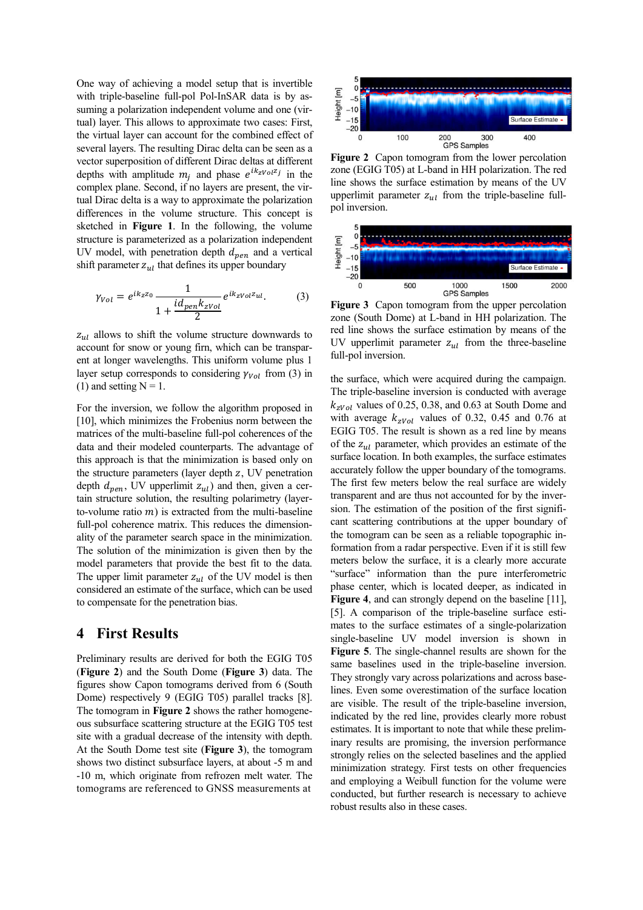One way of achieving a model setup that is invertible with triple-baseline full-pol Pol-InSAR data is by assuming a polarization independent volume and one (virtual) layer. This allows to approximate two cases: First, the virtual layer can account for the combined effect of several layers. The resulting Dirac delta can be seen as a vector superposition of different Dirac deltas at different depths with amplitude $m_j$ and phase $e^{ik_{zVol}z_j}$ in the complex plane. Second, if no layers are present, the virtual Dirac delta is a way to approximate the polarization differences in the volume structure. This concept is sketched in **Figure 1**. In the following, the volume structure is parameterized as a polarization independent UV model, with penetration depth $d_{pen}$ and a vertical shift parameter $z_{ul}$ that defines its upper boundary

$$\gamma_{Vol} = e^{ik_z z_0} \frac{1}{1 + \dfrac{i d_{pen} k_{zVol}}{2}} e^{ik_{zVol} z_{ul}}. \qquad (3)$$

$z_{ul}$ allows to shift the volume structure downwards to account for snow or young firn, which can be transparent at longer wavelengths. This uniform volume plus 1 layer setup corresponds to considering $\gamma_{Vol}$ from (3) in (1) and setting N = 1.

For the inversion, we follow the algorithm proposed in [10], which minimizes the Frobenius norm between the matrices of the multi-baseline full-pol coherences of the data and their modeled counterparts. The advantage of this approach is that the minimization is based only on the structure parameters (layer depth $z$, UV penetration depth $d_{pen}$, UV upperlimit $z_{ul}$) and then, given a certain structure solution, the resulting polarimetry (layer-to-volume ratio $m$) is extracted from the multi-baseline full-pol coherence matrix. This reduces the dimensionality of the parameter search space in the minimization. The solution of the minimization is given then by the model parameters that provide the best fit to the data. The upper limit parameter $z_{ul}$ of the UV model is then considered an estimate of the surface, which can be used to compensate for the penetration bias.

## 4 First Results

Preliminary results are derived for both the EGIG T05 (**Figure 2**) and the South Dome (**Figure 3**) data. The figures show Capon tomograms derived from 6 (South Dome) respectively 9 (EGIG T05) parallel tracks [8]. The tomogram in **Figure 2** shows the rather homogeneous subsurface scattering structure at the EGIG T05 test site with a gradual decrease of the intensity with depth. At the South Dome test site (**Figure 3**), the tomogram shows two distinct subsurface layers, at about -5 m and -10 m, which originate from refrozen melt water. The tomograms are referenced to GNSS measurements at the surface, which were acquired during the campaign. The triple-baseline inversion is conducted with average $k_{zVol}$ values of 0.25, 0.38, and 0.63 at South Dome and with average $k_{zVol}$ values of 0.32, 0.45 and 0.76 at EGIG T05. The result is shown as a red line by means of the $z_{ul}$ parameter, which provides an estimate of the surface location. In both examples, the surface estimates accurately follow the upper boundary of the tomograms. The first few meters below the real surface are widely transparent and are thus not accounted for by the inversion. The estimation of the position of the first significant scattering contributions at the upper boundary of the tomogram can be seen as a reliable topographic information from a radar perspective. Even if it is still few meters below the surface, it is a clearly more accurate "surface" information than the pure interferometric phase center, which is located deeper, as indicated in **Figure 4**, and can strongly depend on the baseline [11], [5]. A comparison of the triple-baseline surface estimates to the surface estimates of a single-polarization single-baseline UV model inversion is shown in **Figure 5**. The single-channel results are shown for the same baselines used in the triple-baseline inversion. They strongly vary across polarizations and across baselines. Even some overestimation of the surface location are visible. The result of the triple-baseline inversion, indicated by the red line, provides clearly more robust estimates. It is important to note that while these preliminary results are promising, the inversion performance strongly relies on the selected baselines and the applied minimization strategy. First tests on other frequencies and employing a Weibull function for the volume were conducted, but further research is necessary to achieve robust results also in these cases.

**Figure 2** Capon tomogram from the lower percolation zone (EGIG T05) at L-band in HH polarization. The red line shows the surface estimation by means of the UV upperlimit parameter $z_{ul}$ from the triple-baseline full-pol inversion.

**Figure 3** Capon tomogram from the upper percolation zone (South Dome) at L-band in HH polarization. The red line shows the surface estimation by means of the UV upperlimit parameter $z_{ul}$ from the three-baseline full-pol inversion.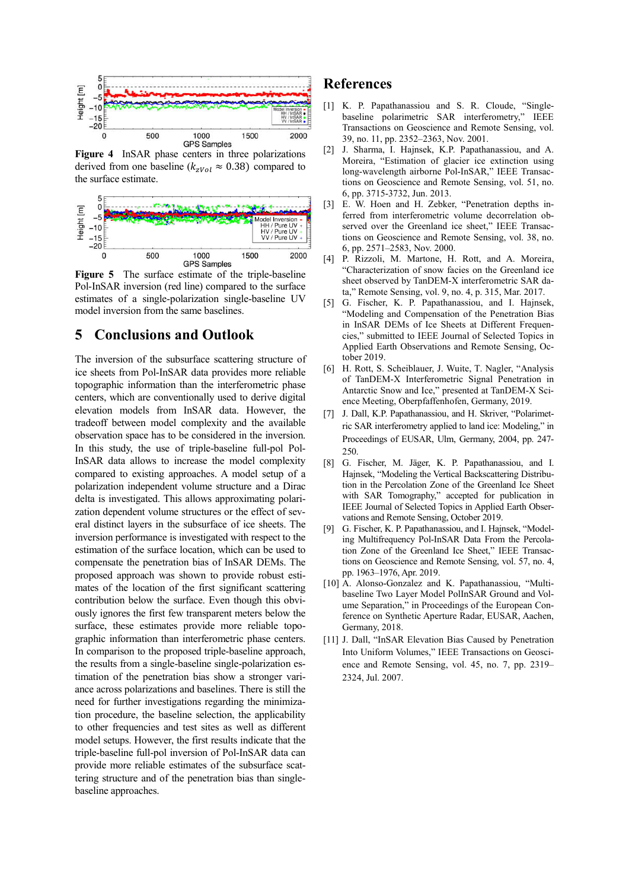Height [m]
5
0
−5
−10
−15
−20
0 500 1000 1500 2000
GPS Samples
Model Inversion
HH / InSAR
HV / InSAR
VV / InSAR

**Figure 4** InSAR phase centers in three polarizations derived from one baseline ($k_{zVol} \approx 0.38$) compared to the surface estimate.

Height [m]
5
0
−5
−10
−15
−20
0 500 1000 1500 2000
GPS Samples
Model Inversion
HH / Pure UV
HV / Pure UV
VV / Pure UV

**Figure 5** The surface estimate of the triple-baseline Pol-InSAR inversion (red line) compared to the surface estimates of a single-polarization single-baseline UV model inversion from the same baselines.

## 5 Conclusions and Outlook

The inversion of the subsurface scattering structure of ice sheets from Pol-InSAR data provides more reliable topographic information than the interferometric phase centers, which are conventionally used to derive digital elevation models from InSAR data. However, the tradeoff between model complexity and the available observation space has to be considered in the inversion. In this study, the use of triple-baseline full-pol Pol-InSAR data allows to increase the model complexity compared to existing approaches. A model setup of a polarization independent volume structure and a Dirac delta is investigated. This allows approximating polarization dependent volume structures or the effect of several distinct layers in the subsurface of ice sheets. The inversion performance is investigated with respect to the estimation of the surface location, which can be used to compensate the penetration bias of InSAR DEMs. The proposed approach was shown to provide robust estimates of the location of the first significant scattering contribution below the surface. Even though this obviously ignores the first few transparent meters below the surface, these estimates provide more reliable topographic information than interferometric phase centers. In comparison to the proposed triple-baseline approach, the results from a single-baseline single-polarization estimation of the penetration bias show a stronger variance across polarizations and baselines. There is still the need for further investigations regarding the minimization procedure, the baseline selection, the applicability to other frequencies and test sites as well as different model setups. However, the first results indicate that the triple-baseline full-pol inversion of Pol-InSAR data can provide more reliable estimates of the subsurface scattering structure and of the penetration bias than single-baseline approaches.

## References

[1] K. P. Papathanassiou and S. R. Cloude, "Single-baseline polarimetric SAR interferometry," IEEE Transactions on Geoscience and Remote Sensing, vol. 39, no. 11, pp. 2352–2363, Nov. 2001.

[2] J. Sharma, I. Hajnsek, K.P. Papathanassiou, and A. Moreira, "Estimation of glacier ice extinction using long-wavelength airborne Pol-InSAR," IEEE Transactions on Geoscience and Remote Sensing, vol. 51, no. 6, pp. 3715-3732, Jun. 2013.

[3] E. W. Hoen and H. Zebker, "Penetration depths inferred from interferometric volume decorrelation observed over the Greenland ice sheet," IEEE Transactions on Geoscience and Remote Sensing, vol. 38, no. 6, pp. 2571–2583, Nov. 2000.

[4] P. Rizzoli, M. Martone, H. Rott, and A. Moreira, "Characterization of snow facies on the Greenland ice sheet observed by TanDEM-X interferometric SAR data," Remote Sensing, vol. 9, no. 4, p. 315, Mar. 2017.

[5] G. Fischer, K. P. Papathanassiou, and I. Hajnsek, "Modeling and Compensation of the Penetration Bias in InSAR DEMs of Ice Sheets at Different Frequencies," submitted to IEEE Journal of Selected Topics in Applied Earth Observations and Remote Sensing, October 2019.

[6] H. Rott, S. Scheiblauer, J. Wuite, T. Nagler, "Analysis of TanDEM-X Interferometric Signal Penetration in Antarctic Snow and Ice," presented at TanDEM-X Science Meeting, Oberpfaffenhofen, Germany, 2019.

[7] J. Dall, K.P. Papathanassiou, and H. Skriver, "Polarimetric SAR interferometry applied to land ice: Modeling," in Proceedings of EUSAR, Ulm, Germany, 2004, pp. 247-250.

[8] G. Fischer, M. Jäger, K. P. Papathanassiou, and I. Hajnsek, "Modeling the Vertical Backscattering Distribution in the Percolation Zone of the Greenland Ice Sheet with SAR Tomography," accepted for publication in IEEE Journal of Selected Topics in Applied Earth Observations and Remote Sensing, October 2019.

[9] G. Fischer, K. P. Papathanassiou, and I. Hajnsek, "Modeling Multifrequency Pol-InSAR Data From the Percolation Zone of the Greenland Ice Sheet," IEEE Transactions on Geoscience and Remote Sensing, vol. 57, no. 4, pp. 1963–1976, Apr. 2019.

[10] A. Alonso-Gonzalez and K. Papathanassiou, "Multibaseline Two Layer Model PolInSAR Ground and Volume Separation," in Proceedings of the European Conference on Synthetic Aperture Radar, EUSAR, Aachen, Germany, 2018.

[11] J. Dall, "InSAR Elevation Bias Caused by Penetration Into Uniform Volumes," IEEE Transactions on Geoscience and Remote Sensing, vol. 45, no. 7, pp. 2319–2324, Jul. 2007.